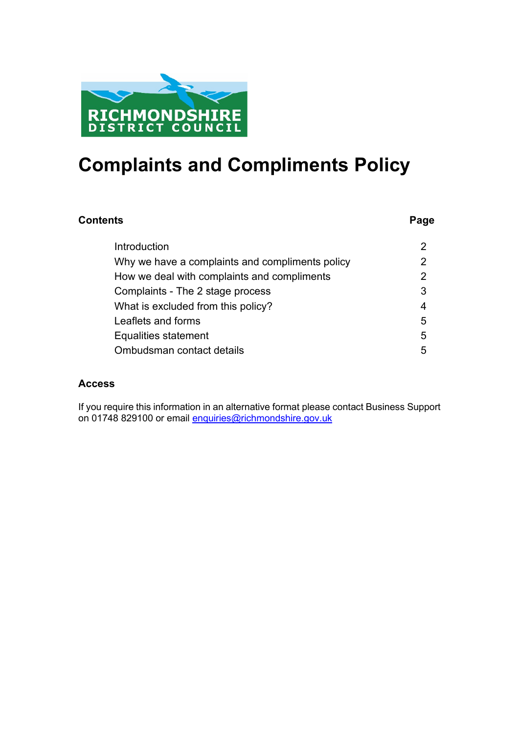RICHMONDSHIRE
DISTRICT COUNCIL

# Complaints and Compliments Policy

| Contents | Page |
|---|---|
| Introduction | 2 |
| Why we have a complaints and compliments policy | 2 |
| How we deal with complaints and compliments | 2 |
| Complaints - The 2 stage process | 3 |
| What is excluded from this policy? | 4 |
| Leaflets and forms | 5 |
| Equalities statement | 5 |
| Ombudsman contact details | 5 |

## Access

If you require this information in an alternative format please contact Business Support on 01748 829100 or email enquiries@richmondshire.gov.uk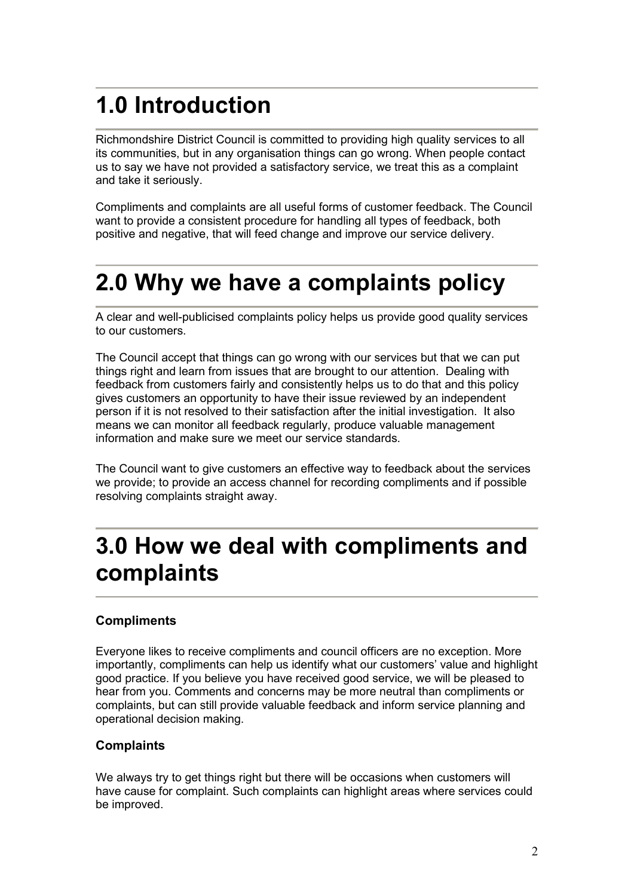# 1.0 Introduction

Richmondshire District Council is committed to providing high quality services to all its communities, but in any organisation things can go wrong. When people contact us to say we have not provided a satisfactory service, we treat this as a complaint and take it seriously.

Compliments and complaints are all useful forms of customer feedback. The Council want to provide a consistent procedure for handling all types of feedback, both positive and negative, that will feed change and improve our service delivery.

# 2.0 Why we have a complaints policy

A clear and well-publicised complaints policy helps us provide good quality services to our customers.

The Council accept that things can go wrong with our services but that we can put things right and learn from issues that are brought to our attention. Dealing with feedback from customers fairly and consistently helps us to do that and this policy gives customers an opportunity to have their issue reviewed by an independent person if it is not resolved to their satisfaction after the initial investigation. It also means we can monitor all feedback regularly, produce valuable management information and make sure we meet our service standards.

The Council want to give customers an effective way to feedback about the services we provide; to provide an access channel for recording compliments and if possible resolving complaints straight away.

# 3.0 How we deal with compliments and complaints

### Compliments

Everyone likes to receive compliments and council officers are no exception. More importantly, compliments can help us identify what our customers' value and highlight good practice. If you believe you have received good service, we will be pleased to hear from you. Comments and concerns may be more neutral than compliments or complaints, but can still provide valuable feedback and inform service planning and operational decision making.

### Complaints

We always try to get things right but there will be occasions when customers will have cause for complaint. Such complaints can highlight areas where services could be improved.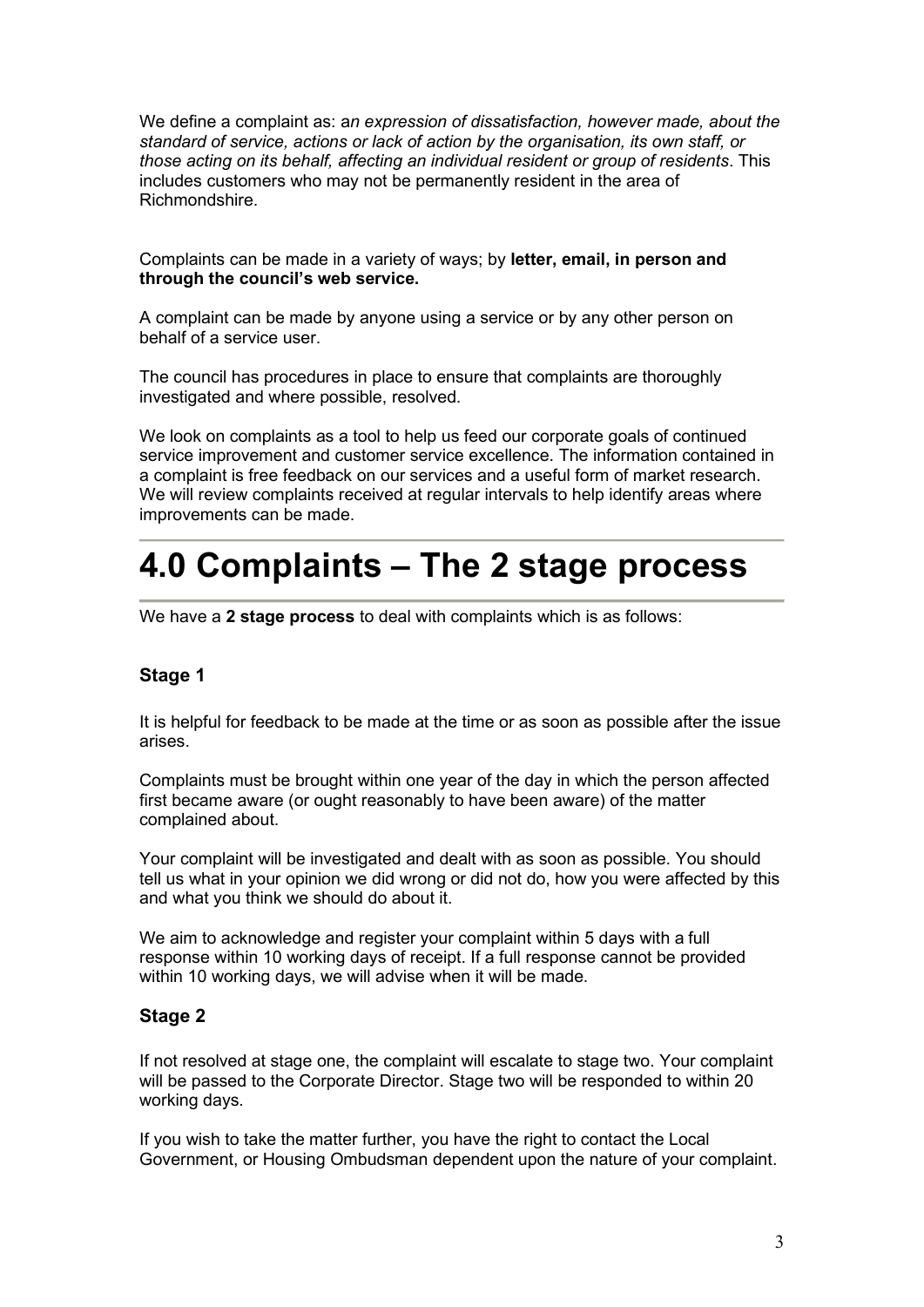We define a complaint as: *an expression of dissatisfaction, however made, about the standard of service, actions or lack of action by the organisation, its own staff, or those acting on its behalf, affecting an individual resident or group of residents*. This includes customers who may not be permanently resident in the area of Richmondshire.

Complaints can be made in a variety of ways; by **letter, email, in person and through the council's web service.**

A complaint can be made by anyone using a service or by any other person on behalf of a service user.

The council has procedures in place to ensure that complaints are thoroughly investigated and where possible, resolved.

We look on complaints as a tool to help us feed our corporate goals of continued service improvement and customer service excellence. The information contained in a complaint is free feedback on our services and a useful form of market research. We will review complaints received at regular intervals to help identify areas where improvements can be made.

# 4.0 Complaints – The 2 stage process

We have a **2 stage process** to deal with complaints which is as follows:

### Stage 1

It is helpful for feedback to be made at the time or as soon as possible after the issue arises.

Complaints must be brought within one year of the day in which the person affected first became aware (or ought reasonably to have been aware) of the matter complained about.

Your complaint will be investigated and dealt with as soon as possible. You should tell us what in your opinion we did wrong or did not do, how you were affected by this and what you think we should do about it.

We aim to acknowledge and register your complaint within 5 days with a full response within 10 working days of receipt. If a full response cannot be provided within 10 working days, we will advise when it will be made.

### Stage 2

If not resolved at stage one, the complaint will escalate to stage two. Your complaint will be passed to the Corporate Director. Stage two will be responded to within 20 working days.

If you wish to take the matter further, you have the right to contact the Local Government, or Housing Ombudsman dependent upon the nature of your complaint.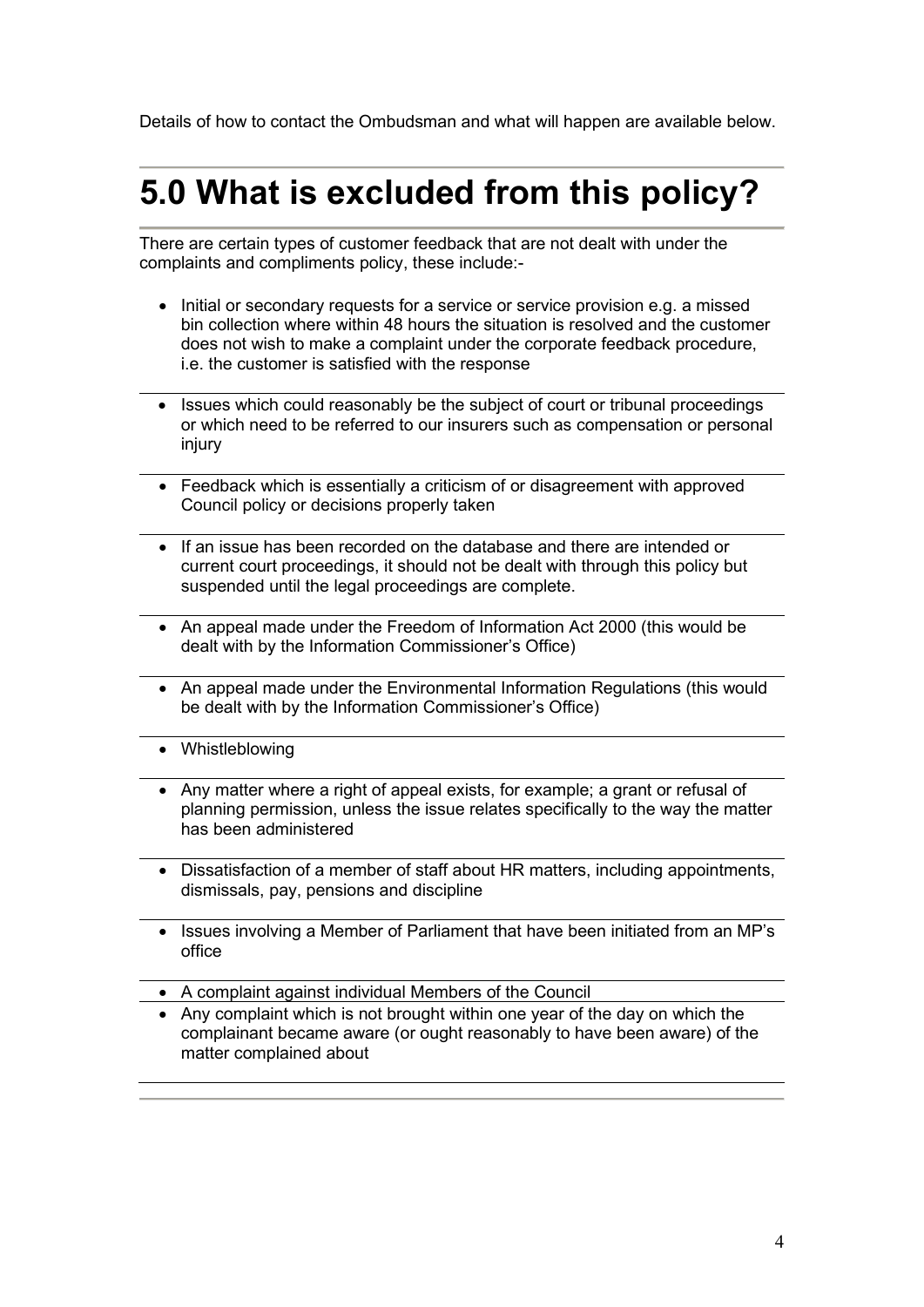Details of how to contact the Ombudsman and what will happen are available below.

# 5.0 What is excluded from this policy?

There are certain types of customer feedback that are not dealt with under the complaints and compliments policy, these include:-

- Initial or secondary requests for a service or service provision e.g. a missed bin collection where within 48 hours the situation is resolved and the customer does not wish to make a complaint under the corporate feedback procedure, i.e. the customer is satisfied with the response
- Issues which could reasonably be the subject of court or tribunal proceedings or which need to be referred to our insurers such as compensation or personal injury
- Feedback which is essentially a criticism of or disagreement with approved Council policy or decisions properly taken
- If an issue has been recorded on the database and there are intended or current court proceedings, it should not be dealt with through this policy but suspended until the legal proceedings are complete.
- An appeal made under the Freedom of Information Act 2000 (this would be dealt with by the Information Commissioner's Office)
- An appeal made under the Environmental Information Regulations (this would be dealt with by the Information Commissioner's Office)
- Whistleblowing
- Any matter where a right of appeal exists, for example; a grant or refusal of planning permission, unless the issue relates specifically to the way the matter has been administered
- Dissatisfaction of a member of staff about HR matters, including appointments, dismissals, pay, pensions and discipline
- Issues involving a Member of Parliament that have been initiated from an MP's office
- A complaint against individual Members of the Council
- Any complaint which is not brought within one year of the day on which the complainant became aware (or ought reasonably to have been aware) of the matter complained about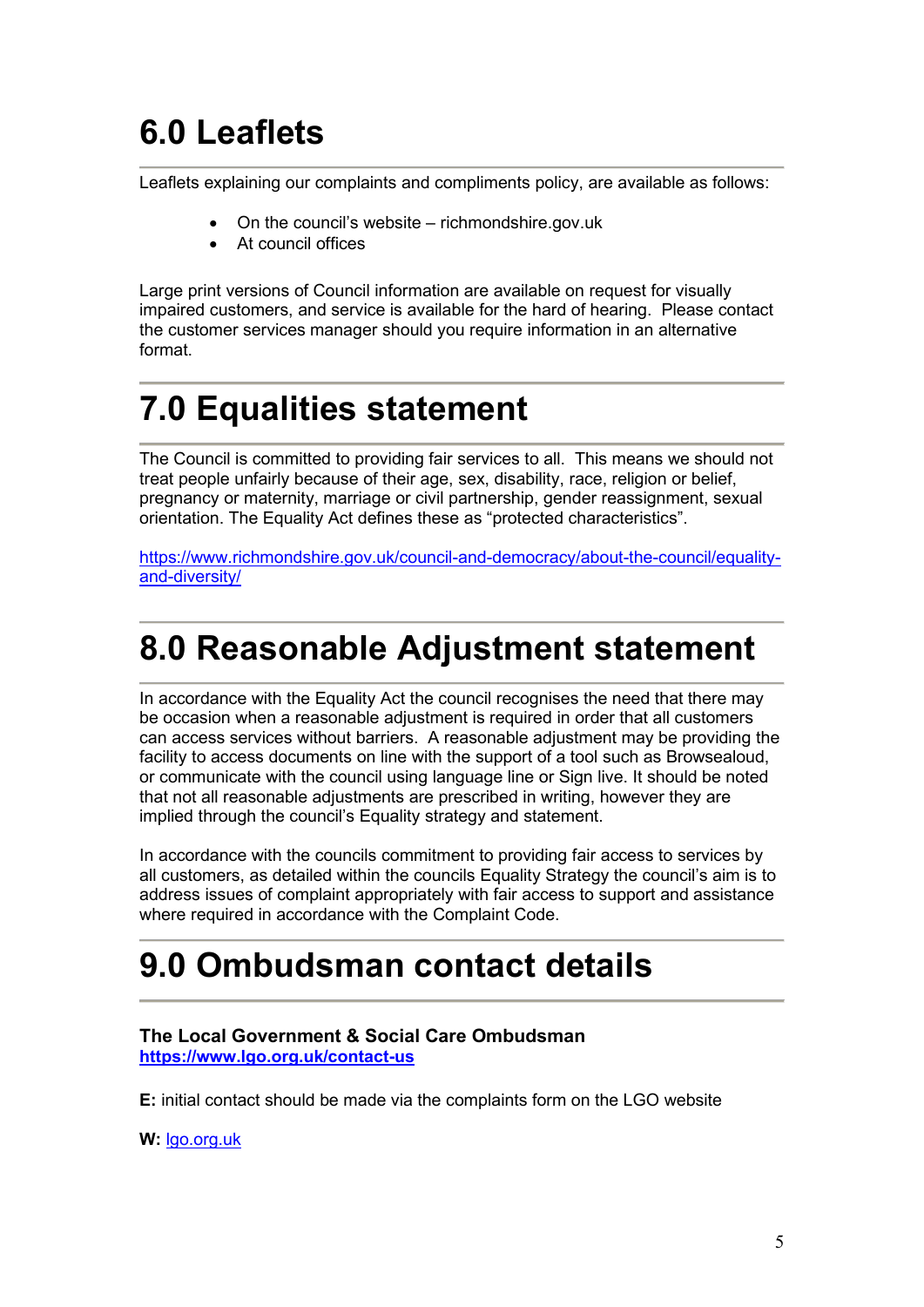# 6.0 Leaflets

Leaflets explaining our complaints and compliments policy, are available as follows:

- On the council's website – richmondshire.gov.uk
- At council offices

Large print versions of Council information are available on request for visually impaired customers, and service is available for the hard of hearing. Please contact the customer services manager should you require information in an alternative format.

# 7.0 Equalities statement

The Council is committed to providing fair services to all. This means we should not treat people unfairly because of their age, sex, disability, race, religion or belief, pregnancy or maternity, marriage or civil partnership, gender reassignment, sexual orientation. The Equality Act defines these as "protected characteristics".

https://www.richmondshire.gov.uk/council-and-democracy/about-the-council/equality-and-diversity/

# 8.0 Reasonable Adjustment statement

In accordance with the Equality Act the council recognises the need that there may be occasion when a reasonable adjustment is required in order that all customers can access services without barriers. A reasonable adjustment may be providing the facility to access documents on line with the support of a tool such as Browsealoud, or communicate with the council using language line or Sign live. It should be noted that not all reasonable adjustments are prescribed in writing, however they are implied through the council's Equality strategy and statement.

In accordance with the councils commitment to providing fair access to services by all customers, as detailed within the councils Equality Strategy the council's aim is to address issues of complaint appropriately with fair access to support and assistance where required in accordance with the Complaint Code.

# 9.0 Ombudsman contact details

**The Local Government & Social Care Ombudsman**
**https://www.lgo.org.uk/contact-us**

**E:** initial contact should be made via the complaints form on the LGO website

**W:** lgo.org.uk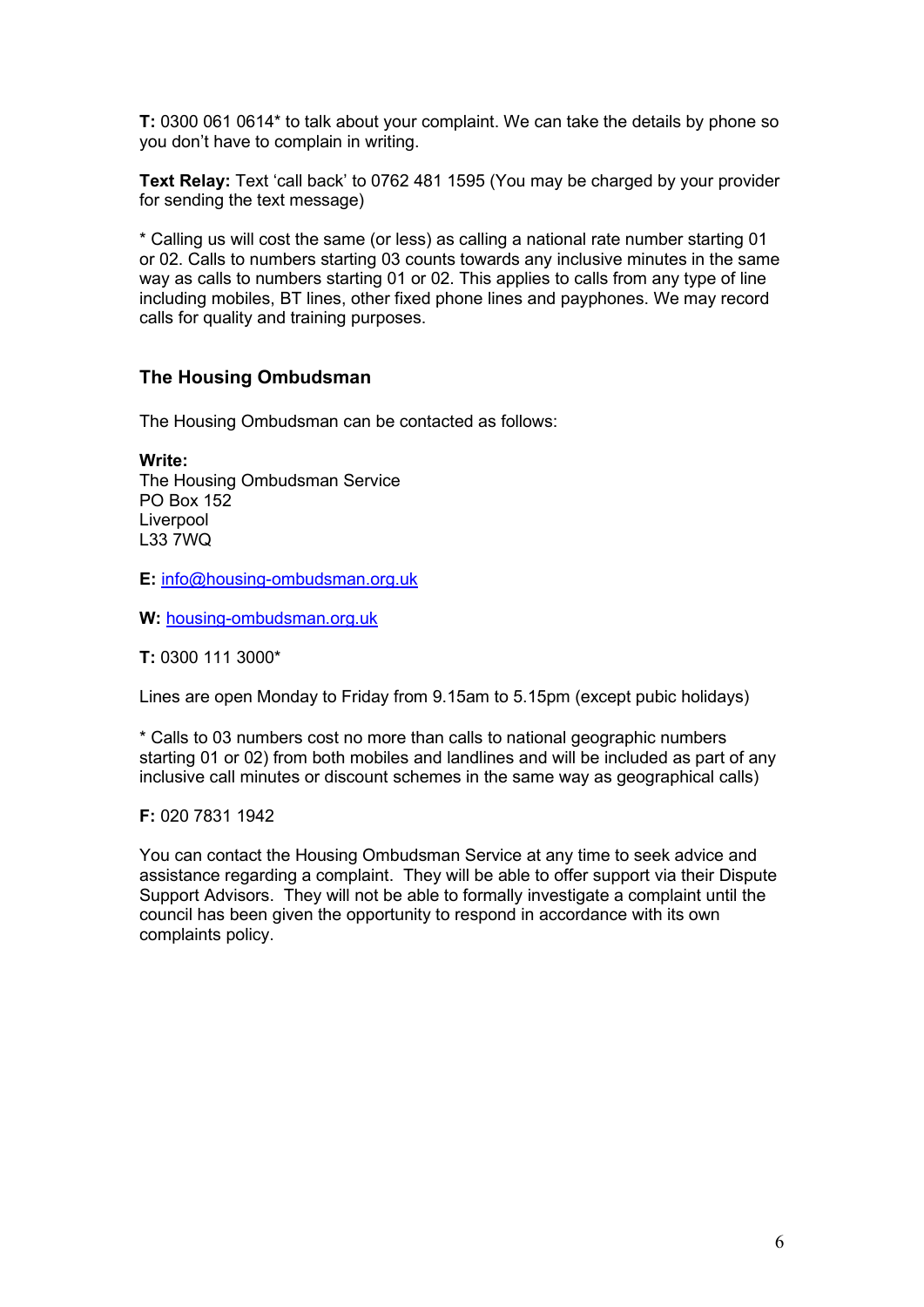**T:** 0300 061 0614* to talk about your complaint. We can take the details by phone so you don't have to complain in writing.

**Text Relay:** Text 'call back' to 0762 481 1595 (You may be charged by your provider for sending the text message)

* Calling us will cost the same (or less) as calling a national rate number starting 01 or 02. Calls to numbers starting 03 counts towards any inclusive minutes in the same way as calls to numbers starting 01 or 02. This applies to calls from any type of line including mobiles, BT lines, other fixed phone lines and payphones. We may record calls for quality and training purposes.

### The Housing Ombudsman

The Housing Ombudsman can be contacted as follows:

**Write:**
The Housing Ombudsman Service
PO Box 152
Liverpool
L33 7WQ

**E:** info@housing-ombudsman.org.uk

**W:** housing-ombudsman.org.uk

**T:** 0300 111 3000*

Lines are open Monday to Friday from 9.15am to 5.15pm (except pubic holidays)

* Calls to 03 numbers cost no more than calls to national geographic numbers starting 01 or 02) from both mobiles and landlines and will be included as part of any inclusive call minutes or discount schemes in the same way as geographical calls)

**F:** 020 7831 1942

You can contact the Housing Ombudsman Service at any time to seek advice and assistance regarding a complaint. They will be able to offer support via their Dispute Support Advisors. They will not be able to formally investigate a complaint until the council has been given the opportunity to respond in accordance with its own complaints policy.